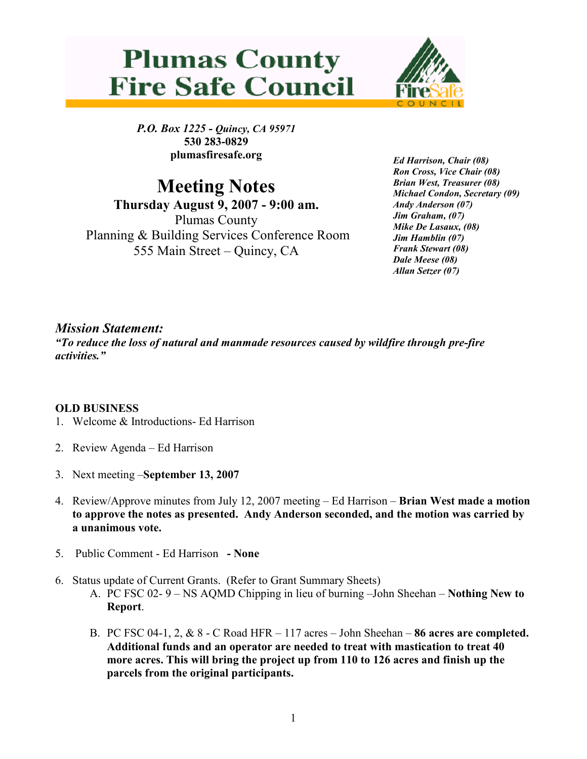# Plumas County Fire Safe Council

*P.O. Box 1225 - Quincy, CA 95971*
**530 283-0829**
**plumasfiresafe.org**

*Ed Harrison, Chair (08)*
*Ron Cross, Vice Chair (08)*
*Brian West, Treasurer (08)*
*Michael Condon, Secretary (09)*
*Andy Anderson (07)*
*Jim Graham, (07)*
*Mike De Lasaux, (08)*
*Jim Hamblin (07)*
*Frank Stewart (08)*
*Dale Meese (08)*
*Allan Setzer (07)*

## Meeting Notes

**Thursday August 9, 2007 - 9:00 am.**
Plumas County
Planning & Building Services Conference Room
555 Main Street – Quincy, CA

### *Mission Statement:*

***"To reduce the loss of natural and manmade resources caused by wildfire through pre-fire activities."***

**OLD BUSINESS**

1. Welcome & Introductions- Ed Harrison

2. Review Agenda – Ed Harrison

3. Next meeting –**September 13, 2007**

4. Review/Approve minutes from July 12, 2007 meeting – Ed Harrison – **Brian West made a motion to approve the notes as presented. Andy Anderson seconded, and the motion was carried by a unanimous vote.**

5. Public Comment - Ed Harrison **- None**

6. Status update of Current Grants. (Refer to Grant Summary Sheets)
   - A. PC FSC 02- 9 – NS AQMD Chipping in lieu of burning –John Sheehan – **Nothing New to Report**.
   - B. PC FSC 04-1, 2, & 8 - C Road HFR – 117 acres – John Sheehan – **86 acres are completed. Additional funds and an operator are needed to treat with mastication to treat 40 more acres. This will bring the project up from 110 to 126 acres and finish up the parcels from the original participants.**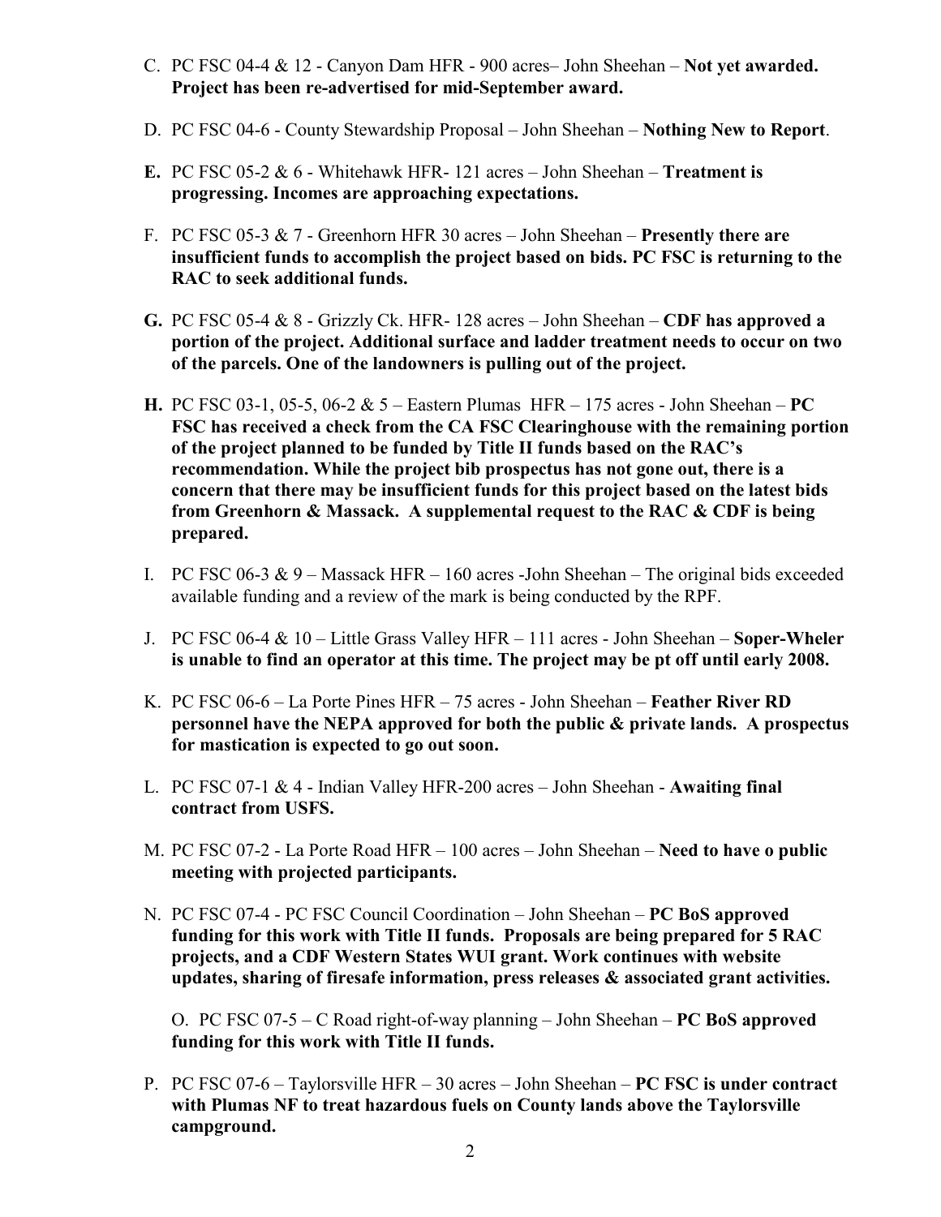C. PC FSC 04-4 & 12 - Canyon Dam HFR - 900 acres– John Sheehan – **Not yet awarded. Project has been re-advertised for mid-September award.**

D. PC FSC 04-6 - County Stewardship Proposal – John Sheehan – **Nothing New to Report**.

**E.** PC FSC 05-2 & 6 - Whitehawk HFR- 121 acres – John Sheehan – **Treatment is progressing. Incomes are approaching expectations.**

F. PC FSC 05-3 & 7 - Greenhorn HFR 30 acres – John Sheehan – **Presently there are insufficient funds to accomplish the project based on bids. PC FSC is returning to the RAC to seek additional funds.**

**G.** PC FSC 05-4 & 8 - Grizzly Ck. HFR- 128 acres – John Sheehan – **CDF has approved a portion of the project. Additional surface and ladder treatment needs to occur on two of the parcels. One of the landowners is pulling out of the project.**

**H.** PC FSC 03-1, 05-5, 06-2 & 5 – Eastern Plumas HFR – 175 acres - John Sheehan – **PC FSC has received a check from the CA FSC Clearinghouse with the remaining portion of the project planned to be funded by Title II funds based on the RAC's recommendation. While the project bib prospectus has not gone out, there is a concern that there may be insufficient funds for this project based on the latest bids from Greenhorn & Massack. A supplemental request to the RAC & CDF is being prepared.**

I. PC FSC 06-3 & 9 – Massack HFR – 160 acres -John Sheehan – The original bids exceeded available funding and a review of the mark is being conducted by the RPF.

J. PC FSC 06-4 & 10 – Little Grass Valley HFR – 111 acres - John Sheehan – **Soper-Wheler is unable to find an operator at this time. The project may be pt off until early 2008.**

K. PC FSC 06-6 – La Porte Pines HFR – 75 acres - John Sheehan – **Feather River RD personnel have the NEPA approved for both the public & private lands. A prospectus for mastication is expected to go out soon.**

L. PC FSC 07-1 & 4 - Indian Valley HFR-200 acres – John Sheehan - **Awaiting final contract from USFS.**

M. PC FSC 07-2 - La Porte Road HFR – 100 acres – John Sheehan – **Need to have o public meeting with projected participants.**

N. PC FSC 07-4 - PC FSC Council Coordination – John Sheehan – **PC BoS approved funding for this work with Title II funds. Proposals are being prepared for 5 RAC projects, and a CDF Western States WUI grant. Work continues with website updates, sharing of firesafe information, press releases & associated grant activities.**

O. PC FSC 07-5 – C Road right-of-way planning – John Sheehan – **PC BoS approved funding for this work with Title II funds.**

P. PC FSC 07-6 – Taylorsville HFR – 30 acres – John Sheehan – **PC FSC is under contract with Plumas NF to treat hazardous fuels on County lands above the Taylorsville campground.**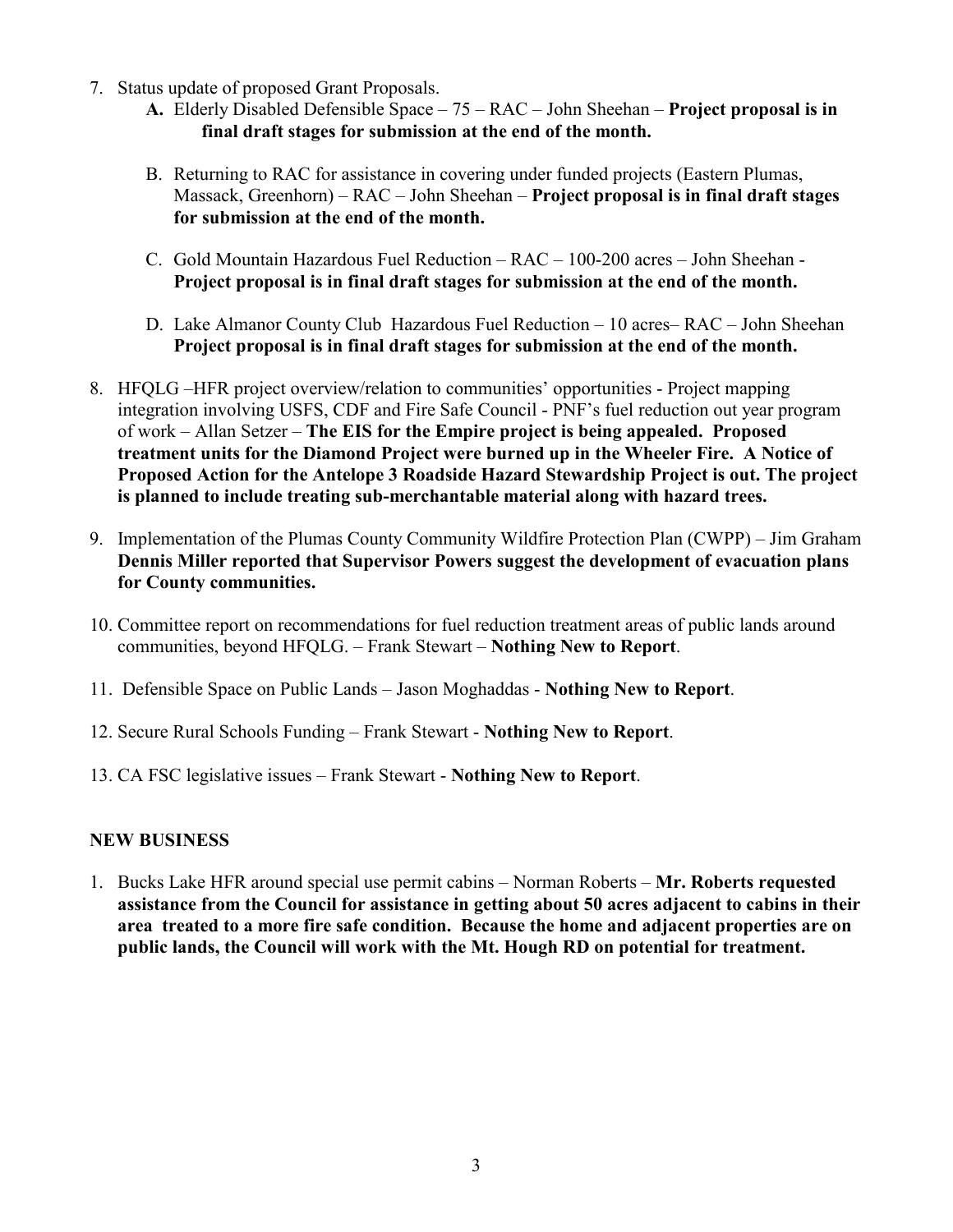7. Status update of proposed Grant Proposals.
   - **A.** Elderly Disabled Defensible Space – 75 – RAC – John Sheehan – **Project proposal is in final draft stages for submission at the end of the month.**
   - B. Returning to RAC for assistance in covering under funded projects (Eastern Plumas, Massack, Greenhorn) – RAC – John Sheehan – **Project proposal is in final draft stages for submission at the end of the month.**
   - C. Gold Mountain Hazardous Fuel Reduction – RAC – 100-200 acres – John Sheehan - **Project proposal is in final draft stages for submission at the end of the month.**
   - D. Lake Almanor County Club Hazardous Fuel Reduction – 10 acres– RAC – John Sheehan **Project proposal is in final draft stages for submission at the end of the month.**

8. HFQLG –HFR project overview/relation to communities' opportunities - Project mapping integration involving USFS, CDF and Fire Safe Council - PNF's fuel reduction out year program of work – Allan Setzer – **The EIS for the Empire project is being appealed. Proposed treatment units for the Diamond Project were burned up in the Wheeler Fire. A Notice of Proposed Action for the Antelope 3 Roadside Hazard Stewardship Project is out. The project is planned to include treating sub-merchantable material along with hazard trees.**

9. Implementation of the Plumas County Community Wildfire Protection Plan (CWPP) – Jim Graham **Dennis Miller reported that Supervisor Powers suggest the development of evacuation plans for County communities.**

10. Committee report on recommendations for fuel reduction treatment areas of public lands around communities, beyond HFQLG. – Frank Stewart – **Nothing New to Report**.

11. Defensible Space on Public Lands – Jason Moghaddas - **Nothing New to Report**.

12. Secure Rural Schools Funding – Frank Stewart - **Nothing New to Report**.

13. CA FSC legislative issues – Frank Stewart - **Nothing New to Report**.

**NEW BUSINESS**

1. Bucks Lake HFR around special use permit cabins – Norman Roberts – **Mr. Roberts requested assistance from the Council for assistance in getting about 50 acres adjacent to cabins in their area treated to a more fire safe condition. Because the home and adjacent properties are on public lands, the Council will work with the Mt. Hough RD on potential for treatment.**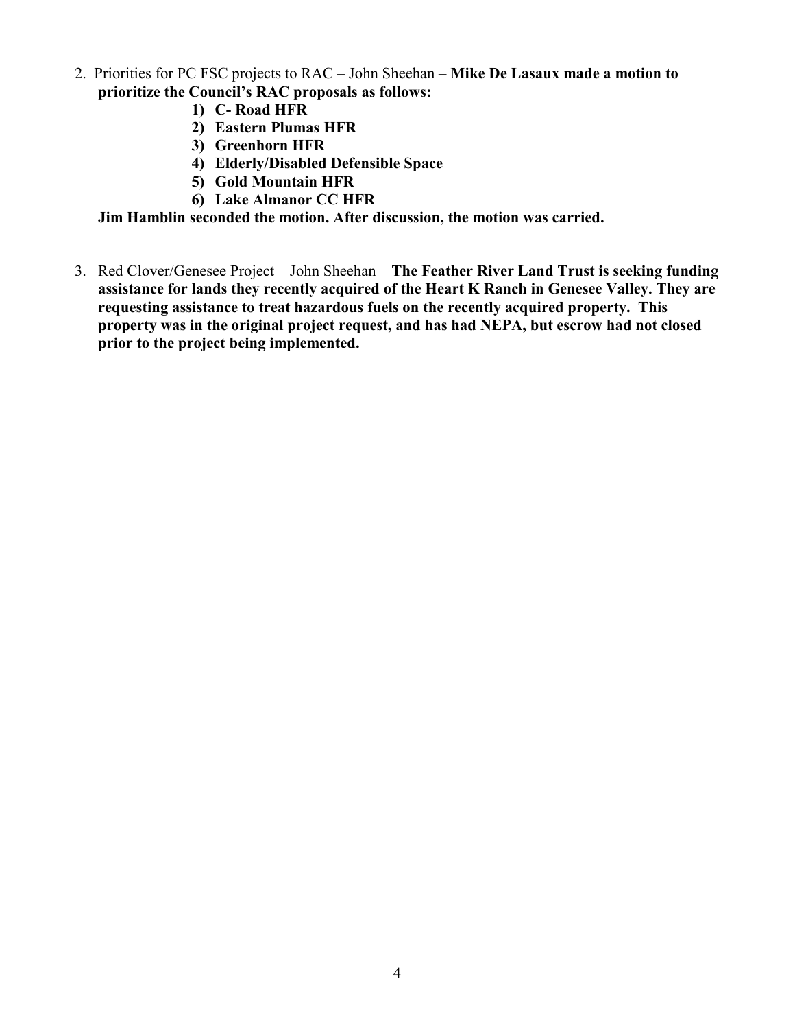2. Priorities for PC FSC projects to RAC – John Sheehan – **Mike De Lasaux made a motion to prioritize the Council's RAC proposals as follows:**

    1) **C- Road HFR**
    2) **Eastern Plumas HFR**
    3) **Greenhorn HFR**
    4) **Elderly/Disabled Defensible Space**
    5) **Gold Mountain HFR**
    6) **Lake Almanor CC HFR**

    **Jim Hamblin seconded the motion. After discussion, the motion was carried.**

3. Red Clover/Genesee Project – John Sheehan – **The Feather River Land Trust is seeking funding assistance for lands they recently acquired of the Heart K Ranch in Genesee Valley. They are requesting assistance to treat hazardous fuels on the recently acquired property. This property was in the original project request, and has had NEPA, but escrow had not closed prior to the project being implemented.**